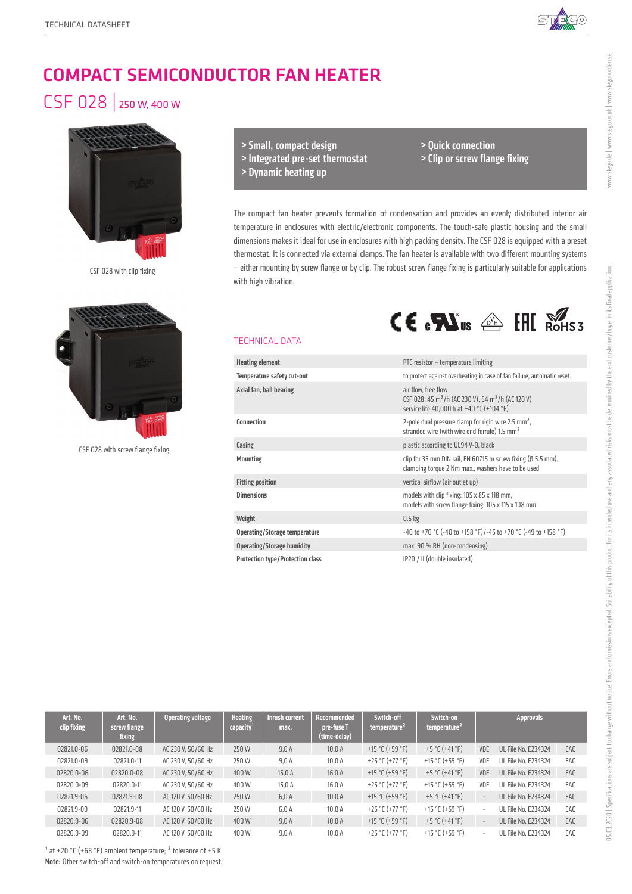# COMPACT SEMICONDUCTOR FAN HEATER

## CSF 028 | 250 W, 400 W

CSF 028 with clip fixing

CSF 028 with screw flange fixing

- > Small, compact design
- > Integrated pre-set thermostat
- > Dynamic heating up
- > Quick connection
- > Clip or screw flange fixing

The compact fan heater prevents formation of condensation and provides an evenly distributed interior air temperature in enclosures with electric/electronic components. The touch-safe plastic housing and the small dimensions makes it ideal for use in enclosures with high packing density. The CSF 028 is equipped with a preset thermostat. It is connected via external clamps. The fan heater is available with two different mounting systems – either mounting by screw flange or by clip. The robust screw flange fixing is particularly suitable for applications with high vibration.

### TECHNICAL DATA

| | |
|---|---|
| **Heating element** | PTC resistor – temperature limiting |
| **Temperature safety cut-out** | to protect against overheating in case of fan failure, automatic reset |
| **Axial fan, ball bearing** | air flow, free flow<br>CSF 028: 45 m³/h (AC 230 V), 54 m³/h (AC 120 V)<br>service life 40,000 h at +40 °C (+104 °F) |
| **Connection** | 2-pole dual pressure clamp for rigid wire 2.5 mm²,<br>stranded wire (with wire end ferrule) 1.5 mm² |
| **Casing** | plastic according to UL94 V-0, black |
| **Mounting** | clip for 35 mm DIN rail, EN 60715 or screw fixing (Ø 5.5 mm),<br>clamping torque 2 Nm max., washers have to be used |
| **Fitting position** | vertical airflow (air outlet up) |
| **Dimensions** | models with clip fixing: 105 x 85 x 118 mm,<br>models with screw flange fixing: 105 x 115 x 108 mm |
| **Weight** | 0.5 kg |
| **Operating/Storage temperature** | -40 to +70 °C (-40 to +158 °F)/-45 to +70 °C (-49 to +158 °F) |
| **Operating/Storage humidity** | max. 90 % RH (non-condensing) |
| **Protection type/Protection class** | IP20 / II (double insulated) |

| Art. No. clip fixing | Art. No. screw flange fixing | Operating voltage | Heating capacity[1] | Inrush current max. | Recommended pre-fuse T (time-delay) | Switch-off temperature[2] | Switch-on temperature[2] | Approvals | | |
|---|---|---|---|---|---|---|---|---|---|---|
| 02821.0-06 | 02821.0-08 | AC 230 V, 50/60 Hz | 250 W | 9,0 A | 10,0 A | +15 °C (+59 °F) | +5 °C (+41 °F) | VDE | UL File No. E234324 | EAC |
| 02821.0-09 | 02821.0-11 | AC 230 V, 50/60 Hz | 250 W | 9,0 A | 10,0 A | +25 °C (+77 °F) | +15 °C (+59 °F) | VDE | UL File No. E234324 | EAC |
| 02820.0-06 | 02820.0-08 | AC 230 V, 50/60 Hz | 400 W | 15,0 A | 16,0 A | +15 °C (+59 °F) | +5 °C (+41 °F) | VDE | UL File No. E234324 | EAC |
| 02820.0-09 | 02820.0-11 | AC 230 V, 50/60 Hz | 400 W | 15,0 A | 16,0 A | +25 °C (+77 °F) | +15 °C (+59 °F) | VDE | UL File No. E234324 | EAC |
| 02821.9-06 | 02821.9-08 | AC 120 V, 50/60 Hz | 250 W | 6,0 A | 10,0 A | +15 °C (+59 °F) | +5 °C (+41 °F) | - | UL File No. E234324 | EAC |
| 02821.9-09 | 02821.9-11 | AC 120 V, 50/60 Hz | 250 W | 6,0 A | 10,0 A | +25 °C (+77 °F) | +15 °C (+59 °F) | - | UL File No. E234324 | EAC |
| 02820.9-06 | 02820.9-08 | AC 120 V, 50/60 Hz | 400 W | 9,0 A | 10,0 A | +15 °C (+59 °F) | +5 °C (+41 °F) | - | UL File No. E234324 | EAC |
| 02820.9-09 | 02820.9-11 | AC 120 V, 50/60 Hz | 400 W | 9,0 A | 10,0 A | +25 °C (+77 °F) | +15 °C (+59 °F) | - | UL File No. E234324 | EAC |

[1] at +20 °C (+68 °F) ambient temperature; [2] tolerance of ±5 K

**Note:** Other switch-off and switch-on temperatures on request.

05.03.2020 | Specifications are subject to change without notice. Errors and omissions excepted. Suitability of this product for its intended use and any associated risks must be determined by the end customer/buyer in its final application.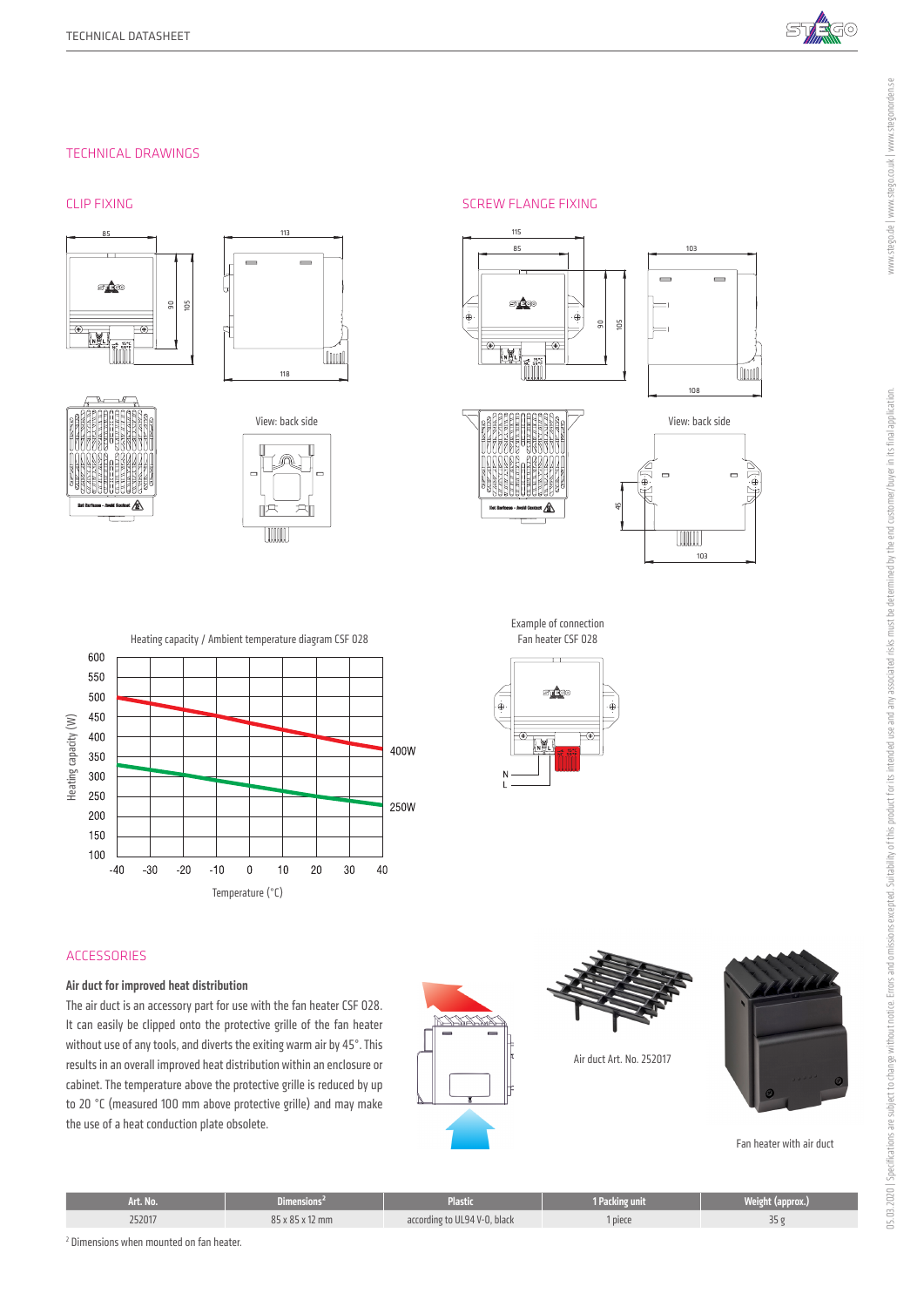## TECHNICAL DRAWINGS

### CLIP FIXING

85
90
105
113
118

View: back side

### SCREW FLANGE FIXING

115
85
90
105
103
108

View: back side

45
103

Heating capacity / Ambient temperature diagram CSF 028

Heating capacity (W)

600
550
500
450
400
350
300
250
200
150
100

-40 -30 -20 -10 0 10 20 30 40

Temperature (°C)

400W
250W

Example of connection
Fan heater CSF 028

N
L

## ACCESSORIES

**Air duct for improved heat distribution**

The air duct is an accessory part for use with the fan heater CSF 028. It can easily be clipped onto the protective grille of the fan heater without use of any tools, and diverts the exiting warm air by 45°. This results in an overall improved heat distribution within an enclosure or cabinet. The temperature above the protective grille is reduced by up to 20 °C (measured 100 mm above protective grille) and may make the use of a heat conduction plate obsolete.

Air duct Art. No. 252017

Fan heater with air duct

| Art. No. | Dimensions[2] | Plastic | 1 Packing unit | Weight (approx.) |
|---|---|---|---|---|
| 252017 | 85 x 85 x 12 mm | according to UL94 V-0, black | 1 piece | 35 g |

[2] Dimensions when mounted on fan heater.